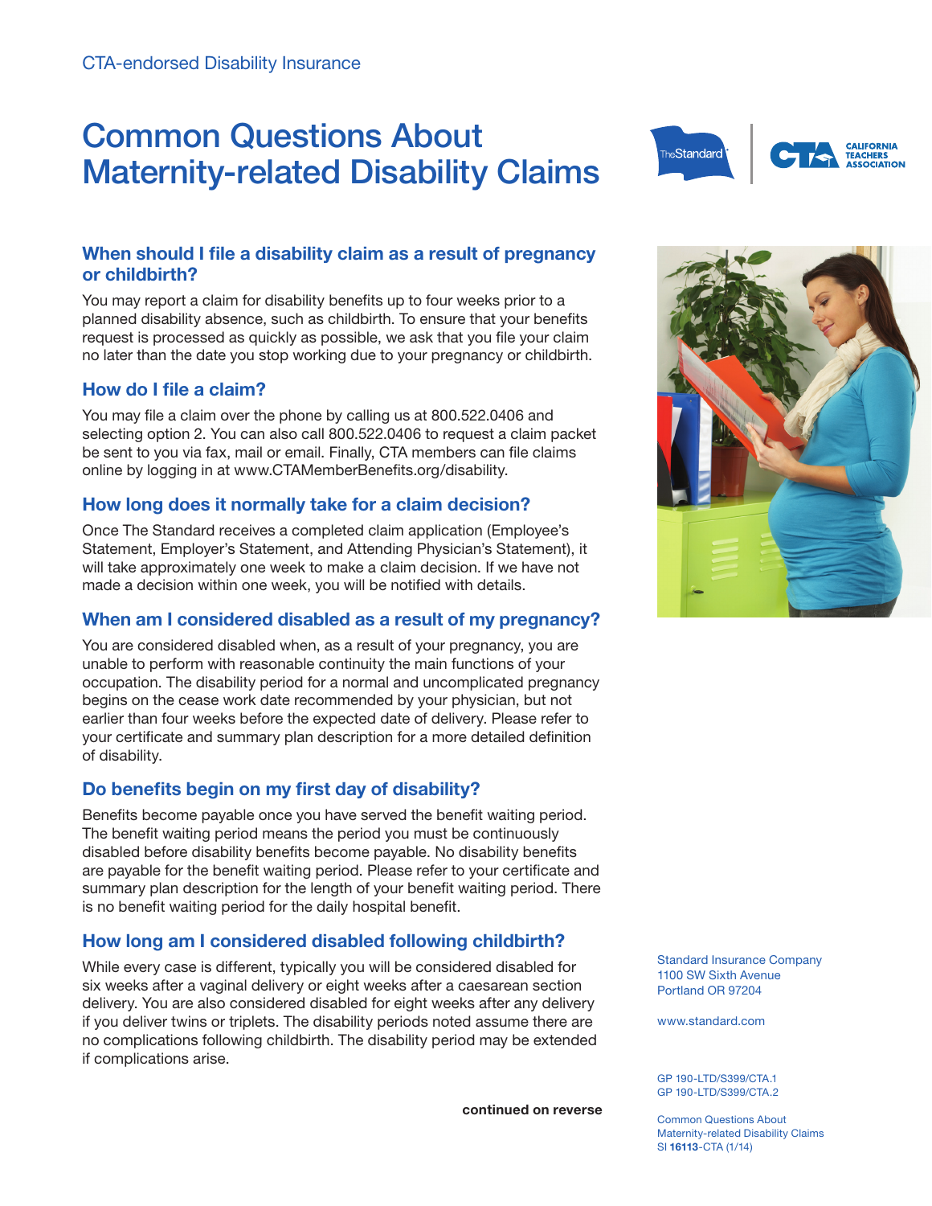CTA-endorsed Disability Insurance

# Common Questions About Maternity-related Disability Claims

## When should I file a disability claim as a result of pregnancy or childbirth?

You may report a claim for disability benefits up to four weeks prior to a planned disability absence, such as childbirth. To ensure that your benefits request is processed as quickly as possible, we ask that you file your claim no later than the date you stop working due to your pregnancy or childbirth.

## How do I file a claim?

You may file a claim over the phone by calling us at 800.522.0406 and selecting option 2. You can also call 800.522.0406 to request a claim packet be sent to you via fax, mail or email. Finally, CTA members can file claims online by logging in at www.CTAMemberBenefits.org/disability.

## How long does it normally take for a claim decision?

Once The Standard receives a completed claim application (Employee's Statement, Employer's Statement, and Attending Physician's Statement), it will take approximately one week to make a claim decision. If we have not made a decision within one week, you will be notified with details.

## When am I considered disabled as a result of my pregnancy?

You are considered disabled when, as a result of your pregnancy, you are unable to perform with reasonable continuity the main functions of your occupation. The disability period for a normal and uncomplicated pregnancy begins on the cease work date recommended by your physician, but not earlier than four weeks before the expected date of delivery. Please refer to your certificate and summary plan description for a more detailed definition of disability.

## Do benefits begin on my first day of disability?

Benefits become payable once you have served the benefit waiting period. The benefit waiting period means the period you must be continuously disabled before disability benefits become payable. No disability benefits are payable for the benefit waiting period. Please refer to your certificate and summary plan description for the length of your benefit waiting period. There is no benefit waiting period for the daily hospital benefit.

## How long am I considered disabled following childbirth?

While every case is different, typically you will be considered disabled for six weeks after a vaginal delivery or eight weeks after a caesarean section delivery. You are also considered disabled for eight weeks after any delivery if you deliver twins or triplets. The disability periods noted assume there are no complications following childbirth. The disability period may be extended if complications arise.

**continued on reverse**

Standard Insurance Company
1100 SW Sixth Avenue
Portland OR 97204

www.standard.com

GP 190-LTD/S399/CTA.1
GP 190-LTD/S399/CTA.2

Common Questions About Maternity-related Disability Claims
SI **16113**-CTA (1/14)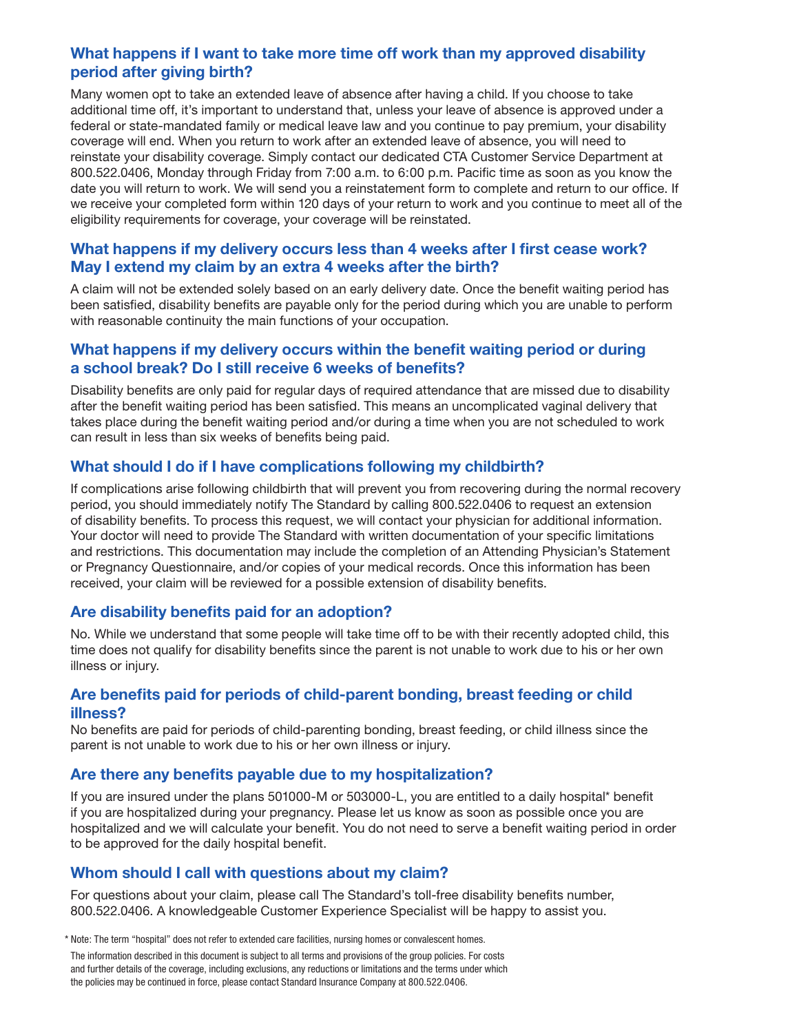## What happens if I want to take more time off work than my approved disability period after giving birth?

Many women opt to take an extended leave of absence after having a child. If you choose to take additional time off, it's important to understand that, unless your leave of absence is approved under a federal or state-mandated family or medical leave law and you continue to pay premium, your disability coverage will end. When you return to work after an extended leave of absence, you will need to reinstate your disability coverage. Simply contact our dedicated CTA Customer Service Department at 800.522.0406, Monday through Friday from 7:00 a.m. to 6:00 p.m. Pacific time as soon as you know the date you will return to work. We will send you a reinstatement form to complete and return to our office. If we receive your completed form within 120 days of your return to work and you continue to meet all of the eligibility requirements for coverage, your coverage will be reinstated.

## What happens if my delivery occurs less than 4 weeks after I first cease work? May I extend my claim by an extra 4 weeks after the birth?

A claim will not be extended solely based on an early delivery date. Once the benefit waiting period has been satisfied, disability benefits are payable only for the period during which you are unable to perform with reasonable continuity the main functions of your occupation.

## What happens if my delivery occurs within the benefit waiting period or during a school break? Do I still receive 6 weeks of benefits?

Disability benefits are only paid for regular days of required attendance that are missed due to disability after the benefit waiting period has been satisfied. This means an uncomplicated vaginal delivery that takes place during the benefit waiting period and/or during a time when you are not scheduled to work can result in less than six weeks of benefits being paid.

## What should I do if I have complications following my childbirth?

If complications arise following childbirth that will prevent you from recovering during the normal recovery period, you should immediately notify The Standard by calling 800.522.0406 to request an extension of disability benefits. To process this request, we will contact your physician for additional information. Your doctor will need to provide The Standard with written documentation of your specific limitations and restrictions. This documentation may include the completion of an Attending Physician's Statement or Pregnancy Questionnaire, and/or copies of your medical records. Once this information has been received, your claim will be reviewed for a possible extension of disability benefits.

## Are disability benefits paid for an adoption?

No. While we understand that some people will take time off to be with their recently adopted child, this time does not qualify for disability benefits since the parent is not unable to work due to his or her own illness or injury.

## Are benefits paid for periods of child-parent bonding, breast feeding or child illness?

No benefits are paid for periods of child-parenting bonding, breast feeding, or child illness since the parent is not unable to work due to his or her own illness or injury.

## Are there any benefits payable due to my hospitalization?

If you are insured under the plans 501000-M or 503000-L, you are entitled to a daily hospital* benefit if you are hospitalized during your pregnancy. Please let us know as soon as possible once you are hospitalized and we will calculate your benefit. You do not need to serve a benefit waiting period in order to be approved for the daily hospital benefit.

## Whom should I call with questions about my claim?

For questions about your claim, please call The Standard's toll-free disability benefits number, 800.522.0406. A knowledgeable Customer Experience Specialist will be happy to assist you.

\* Note: The term "hospital" does not refer to extended care facilities, nursing homes or convalescent homes.

The information described in this document is subject to all terms and provisions of the group policies. For costs and further details of the coverage, including exclusions, any reductions or limitations and the terms under which the policies may be continued in force, please contact Standard Insurance Company at 800.522.0406.